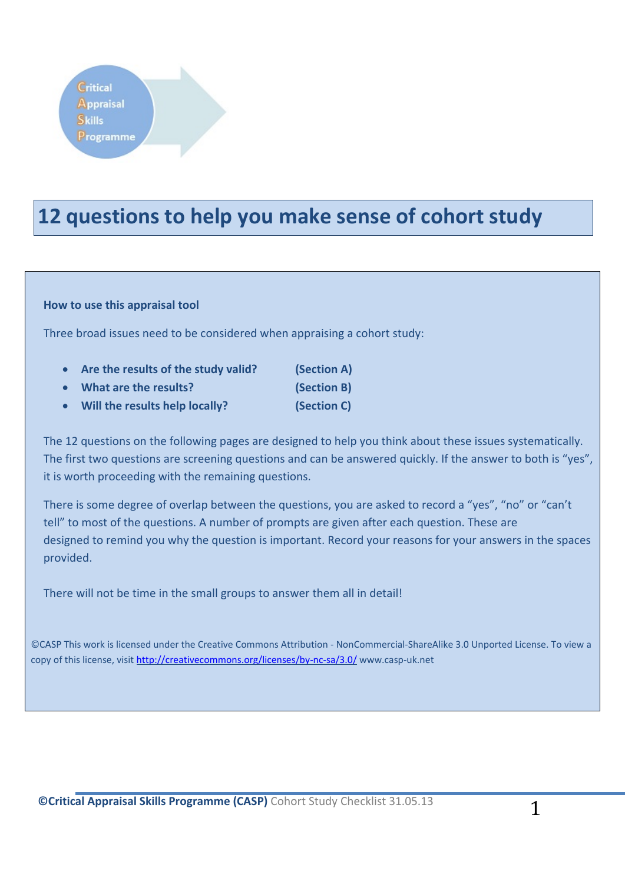Critical
Appraisal
Skills
Programme

# 12 questions to help you make sense of cohort study

**How to use this appraisal tool**

Three broad issues need to be considered when appraising a cohort study:

- **Are the results of the study valid?** **(Section A)**
- **What are the results?** **(Section B)**
- **Will the results help locally?** **(Section C)**

The 12 questions on the following pages are designed to help you think about these issues systematically. The first two questions are screening questions and can be answered quickly. If the answer to both is "yes", it is worth proceeding with the remaining questions.

There is some degree of overlap between the questions, you are asked to record a "yes", "no" or "can't tell" to most of the questions. A number of prompts are given after each question. These are designed to remind you why the question is important. Record your reasons for your answers in the spaces provided.

There will not be time in the small groups to answer them all in detail!

©CASP This work is licensed under the Creative Commons Attribution - NonCommercial-ShareAlike 3.0 Unported License. To view a copy of this license, visit http://creativecommons.org/licenses/by-nc-sa/3.0/ www.casp-uk.net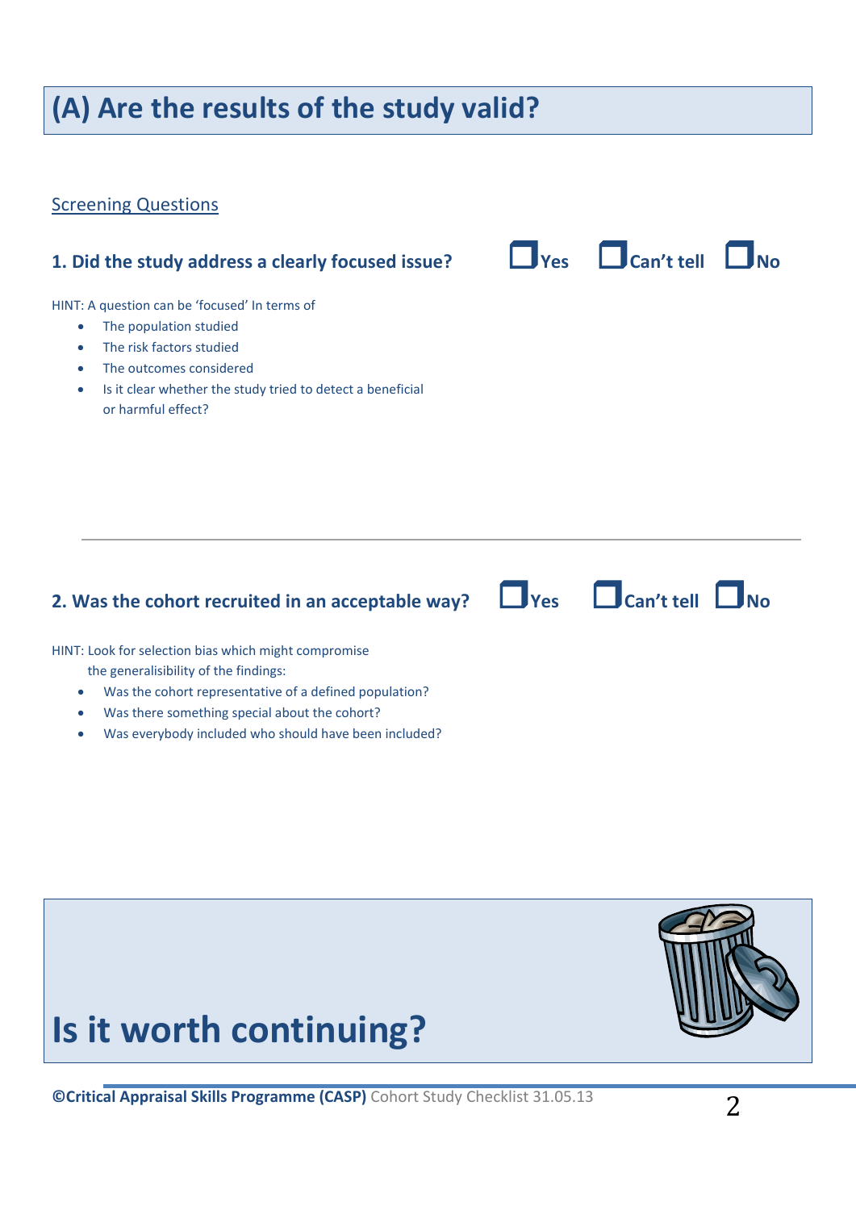# (A) Are the results of the study valid?

Screening Questions

### 1. Did the study address a clearly focused issue?

☐ Yes ☐ Can't tell ☐ No

HINT: A question can be 'focused' In terms of

- The population studied
- The risk factors studied
- The outcomes considered
- Is it clear whether the study tried to detect a beneficial or harmful effect?

---

### 2. Was the cohort recruited in an acceptable way?

☐ Yes ☐ Can't tell ☐ No

HINT: Look for selection bias which might compromise the generalisibility of the findings:

- Was the cohort representative of a defined population?
- Was there something special about the cohort?
- Was everybody included who should have been included?

# Is it worth continuing?

**©Critical Appraisal Skills Programme (CASP)** Cohort Study Checklist 31.05.13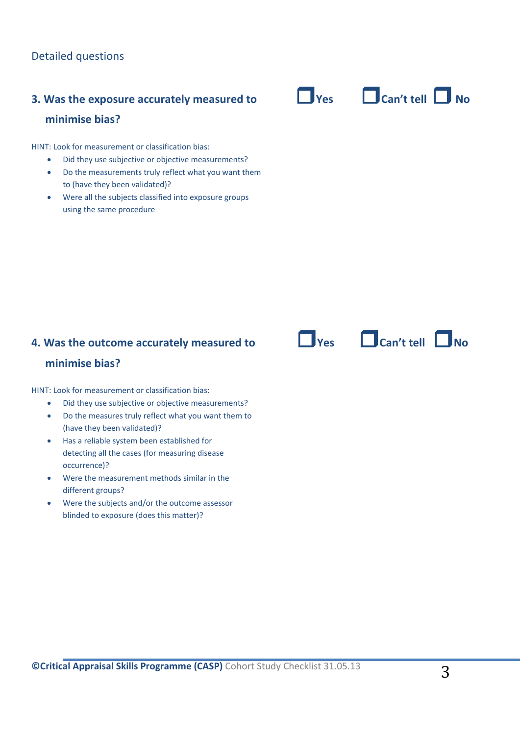Detailed questions

### 3. Was the exposure accurately measured to minimise bias?

☐ Yes ☐ Can't tell ☐ No

HINT: Look for measurement or classification bias:

- Did they use subjective or objective measurements?
- Do the measurements truly reflect what you want them to (have they been validated)?
- Were all the subjects classified into exposure groups using the same procedure

---

### 4. Was the outcome accurately measured to minimise bias?

☐ Yes ☐ Can't tell ☐ No

HINT: Look for measurement or classification bias:

- Did they use subjective or objective measurements?
- Do the measures truly reflect what you want them to (have they been validated)?
- Has a reliable system been established for detecting all the cases (for measuring disease occurrence)?
- Were the measurement methods similar in the different groups?
- Were the subjects and/or the outcome assessor blinded to exposure (does this matter)?

**©Critical Appraisal Skills Programme (CASP)** Cohort Study Checklist 31.05.13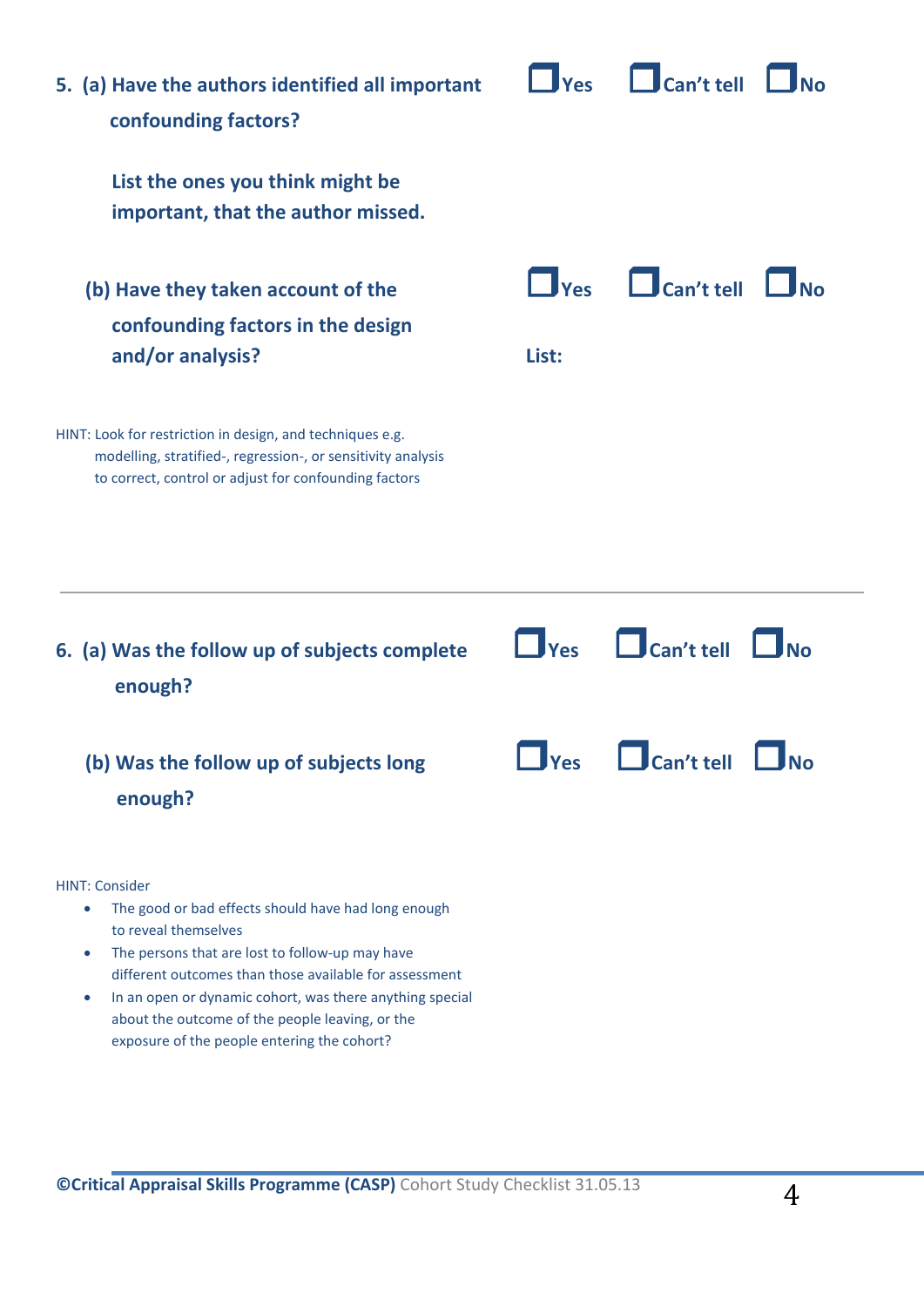**5. (a) Have the authors identified all important confounding factors?** ☐ Yes ☐ Can't tell ☐ No

**List the ones you think might be important, that the author missed.**

**(b) Have they taken account of the confounding factors in the design and/or analysis?** ☐ Yes ☐ Can't tell ☐ No

**List:**

HINT: Look for restriction in design, and techniques e.g. modelling, stratified-, regression-, or sensitivity analysis to correct, control or adjust for confounding factors

---

**6. (a) Was the follow up of subjects complete enough?** ☐ Yes ☐ Can't tell ☐ No

**(b) Was the follow up of subjects long enough?** ☐ Yes ☐ Can't tell ☐ No

HINT: Consider

- The good or bad effects should have had long enough to reveal themselves
- The persons that are lost to follow-up may have different outcomes than those available for assessment
- In an open or dynamic cohort, was there anything special about the outcome of the people leaving, or the exposure of the people entering the cohort?

**©Critical Appraisal Skills Programme (CASP)** Cohort Study Checklist 31.05.13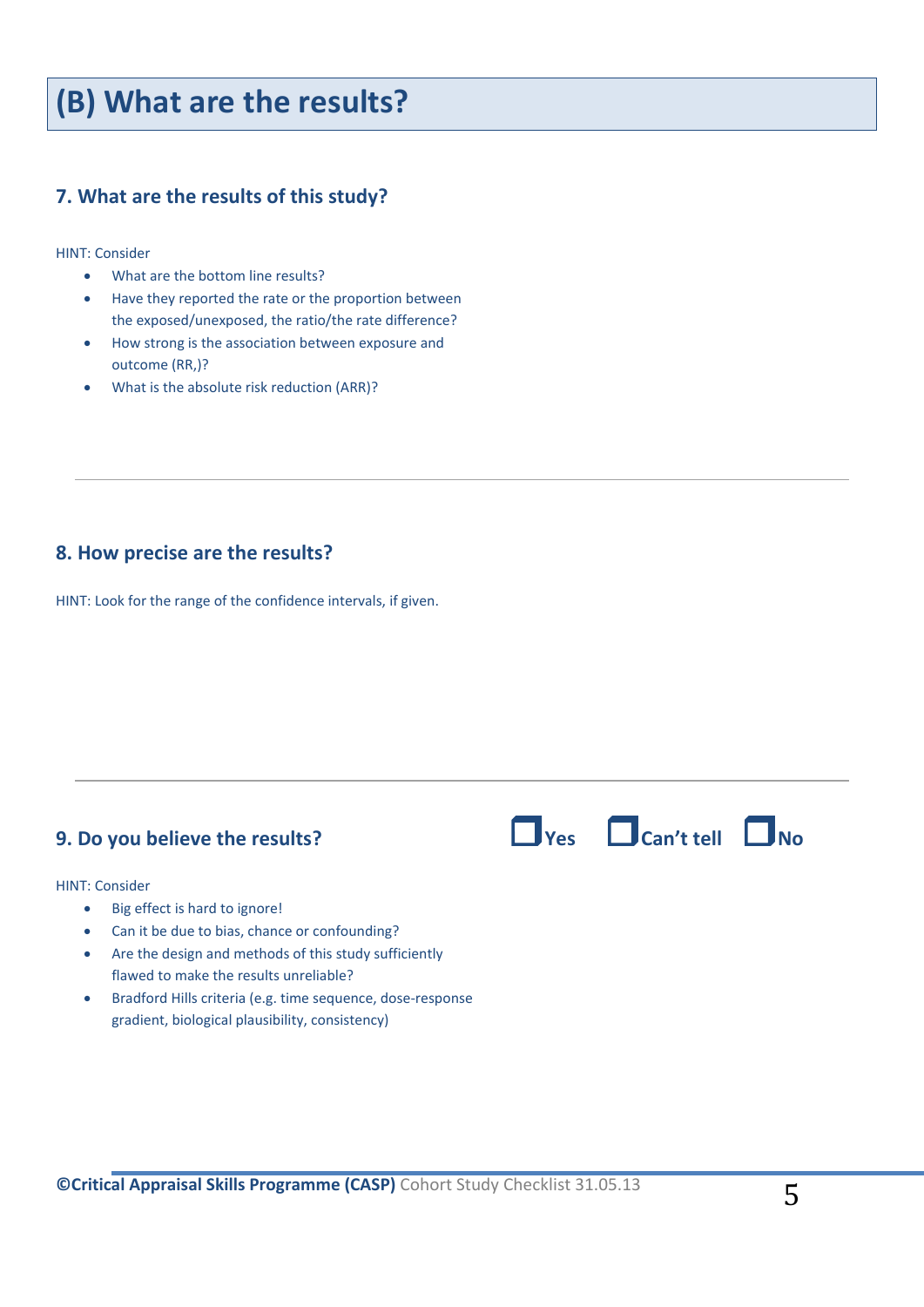# (B) What are the results?

## 7. What are the results of this study?

HINT: Consider

- What are the bottom line results?
- Have they reported the rate or the proportion between the exposed/unexposed, the ratio/the rate difference?
- How strong is the association between exposure and outcome (RR,)?
- What is the absolute risk reduction (ARR)?

---

## 8. How precise are the results?

HINT: Look for the range of the confidence intervals, if given.

---

## 9. Do you believe the results?

☐ Yes ☐ Can't tell ☐ No

HINT: Consider

- Big effect is hard to ignore!
- Can it be due to bias, chance or confounding?
- Are the design and methods of this study sufficiently flawed to make the results unreliable?
- Bradford Hills criteria (e.g. time sequence, dose-response gradient, biological plausibility, consistency)

**©Critical Appraisal Skills Programme (CASP)** Cohort Study Checklist 31.05.13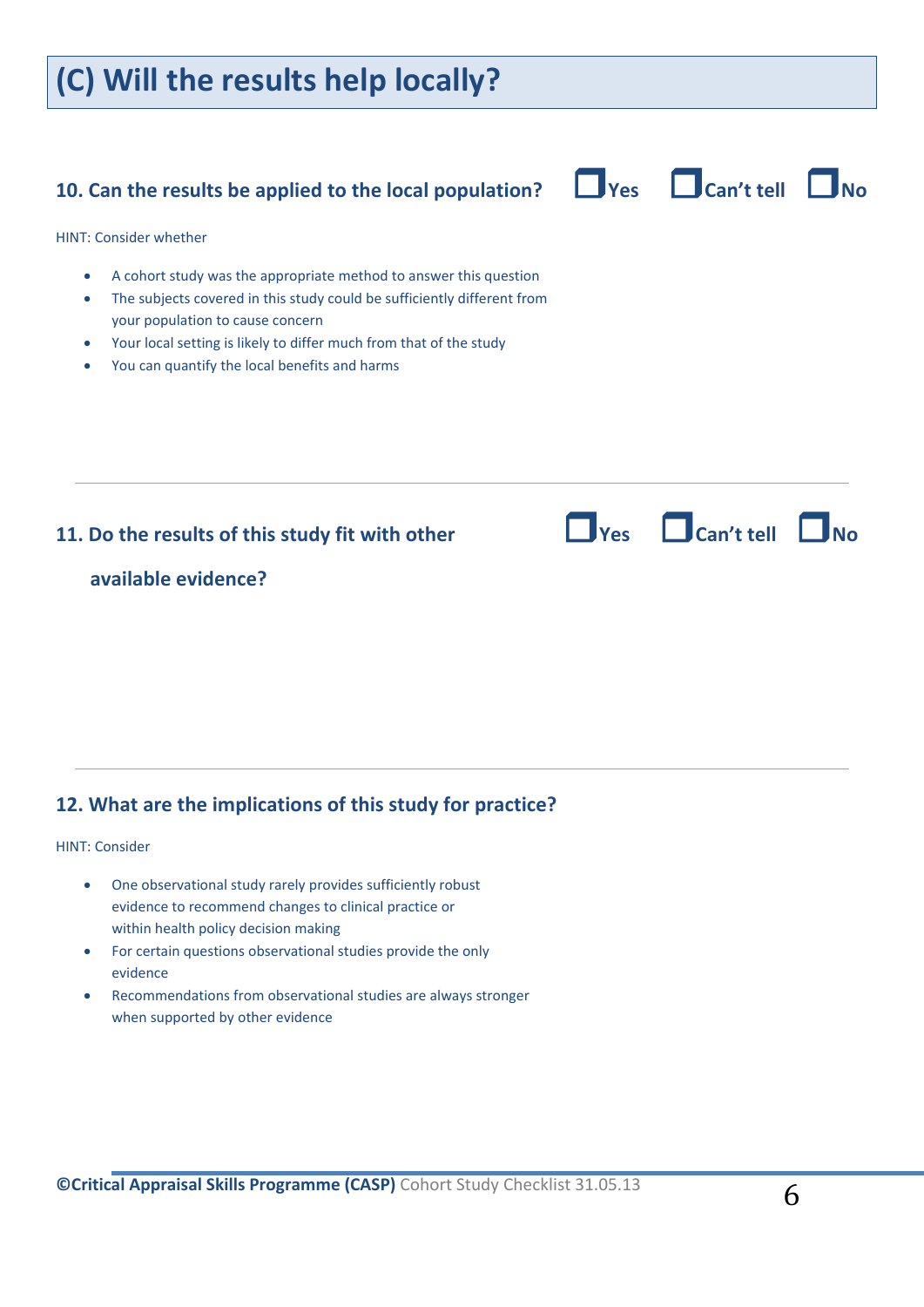# (C) Will the results help locally?

## 10. Can the results be applied to the local population?

☐ Yes ☐ Can't tell ☐ No

HINT: Consider whether

- A cohort study was the appropriate method to answer this question
- The subjects covered in this study could be sufficiently different from your population to cause concern
- Your local setting is likely to differ much from that of the study
- You can quantify the local benefits and harms

## 11. Do the results of this study fit with other available evidence?

☐ Yes ☐ Can't tell ☐ No

## 12. What are the implications of this study for practice?

HINT: Consider

- One observational study rarely provides sufficiently robust evidence to recommend changes to clinical practice or within health policy decision making
- For certain questions observational studies provide the only evidence
- Recommendations from observational studies are always stronger when supported by other evidence

**©Critical Appraisal Skills Programme (CASP)** Cohort Study Checklist 31.05.13